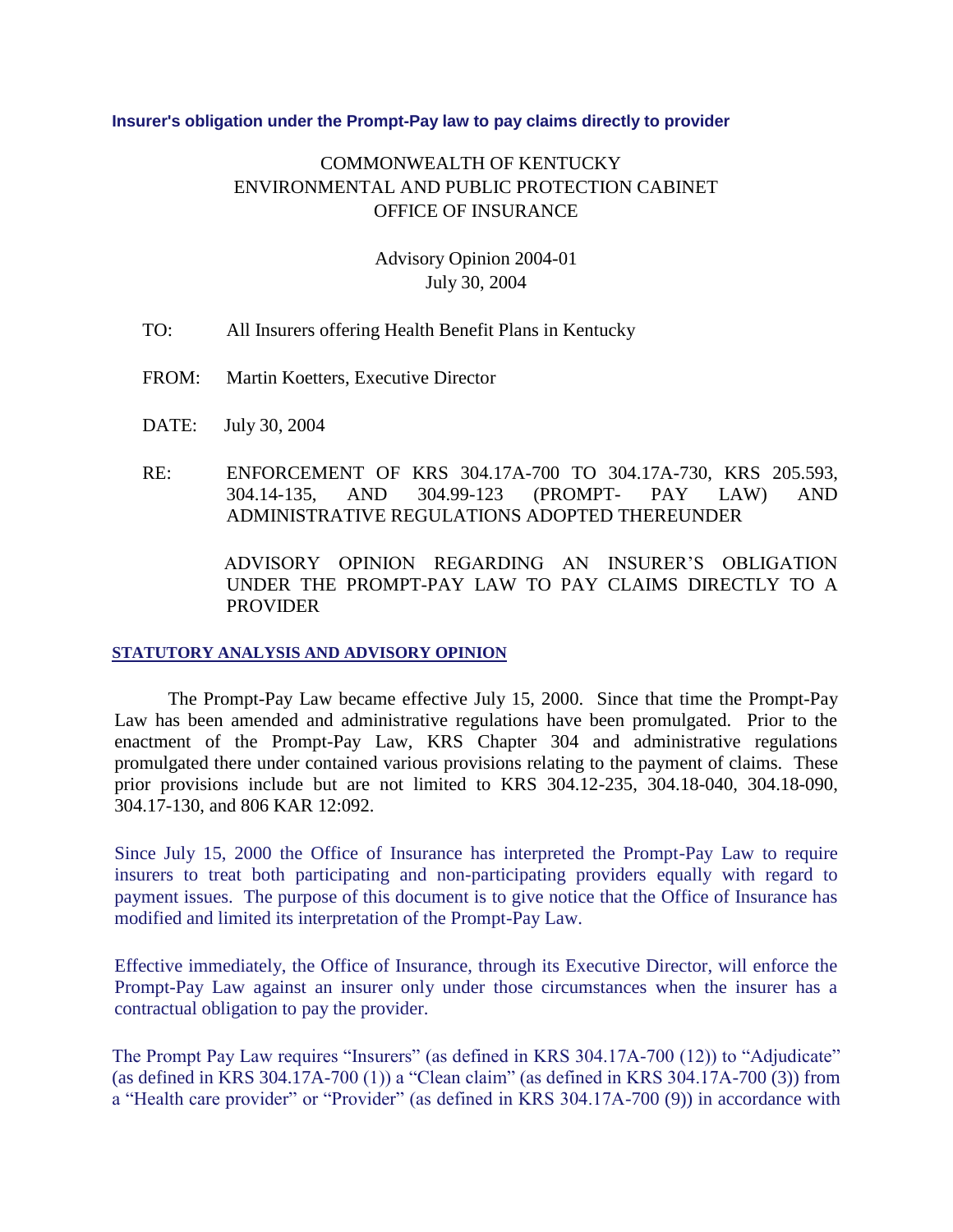**Insurer's obligation under the Prompt-Pay law to pay claims directly to provider**

COMMONWEALTH OF KENTUCKY
ENVIRONMENTAL AND PUBLIC PROTECTION CABINET
OFFICE OF INSURANCE

Advisory Opinion 2004-01
July 30, 2004

TO: All Insurers offering Health Benefit Plans in Kentucky

FROM: Martin Koetters, Executive Director

DATE: July 30, 2004

RE: ENFORCEMENT OF KRS 304.17A-700 TO 304.17A-730, KRS 205.593, 304.14-135, AND 304.99-123 (PROMPT- PAY LAW) AND ADMINISTRATIVE REGULATIONS ADOPTED THEREUNDER

ADVISORY OPINION REGARDING AN INSURER'S OBLIGATION UNDER THE PROMPT-PAY LAW TO PAY CLAIMS DIRECTLY TO A PROVIDER

**STATUTORY ANALYSIS AND ADVISORY OPINION**

The Prompt-Pay Law became effective July 15, 2000. Since that time the Prompt-Pay Law has been amended and administrative regulations have been promulgated. Prior to the enactment of the Prompt-Pay Law, KRS Chapter 304 and administrative regulations promulgated there under contained various provisions relating to the payment of claims. These prior provisions include but are not limited to KRS 304.12-235, 304.18-040, 304.18-090, 304.17-130, and 806 KAR 12:092.

Since July 15, 2000 the Office of Insurance has interpreted the Prompt-Pay Law to require insurers to treat both participating and non-participating providers equally with regard to payment issues. The purpose of this document is to give notice that the Office of Insurance has modified and limited its interpretation of the Prompt-Pay Law.

Effective immediately, the Office of Insurance, through its Executive Director, will enforce the Prompt-Pay Law against an insurer only under those circumstances when the insurer has a contractual obligation to pay the provider.

The Prompt Pay Law requires "Insurers" (as defined in KRS 304.17A-700 (12)) to "Adjudicate" (as defined in KRS 304.17A-700 (1)) a "Clean claim" (as defined in KRS 304.17A-700 (3)) from a "Health care provider" or "Provider" (as defined in KRS 304.17A-700 (9)) in accordance with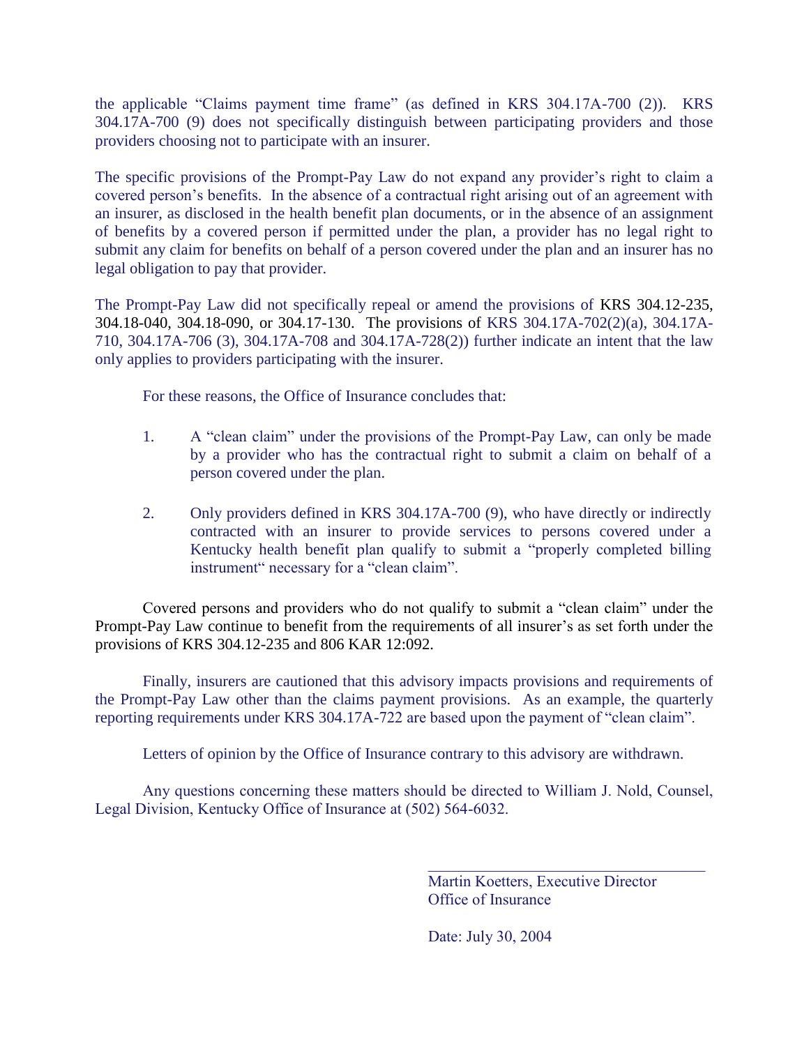the applicable "Claims payment time frame" (as defined in KRS 304.17A-700 (2)). KRS 304.17A-700 (9) does not specifically distinguish between participating providers and those providers choosing not to participate with an insurer.

The specific provisions of the Prompt-Pay Law do not expand any provider's right to claim a covered person's benefits. In the absence of a contractual right arising out of an agreement with an insurer, as disclosed in the health benefit plan documents, or in the absence of an assignment of benefits by a covered person if permitted under the plan, a provider has no legal right to submit any claim for benefits on behalf of a person covered under the plan and an insurer has no legal obligation to pay that provider.

The Prompt-Pay Law did not specifically repeal or amend the provisions of KRS 304.12-235, 304.18-040, 304.18-090, or 304.17-130. The provisions of KRS 304.17A-702(2)(a), 304.17A-710, 304.17A-706 (3), 304.17A-708 and 304.17A-728(2)) further indicate an intent that the law only applies to providers participating with the insurer.

For these reasons, the Office of Insurance concludes that:

1. A "clean claim" under the provisions of the Prompt-Pay Law, can only be made by a provider who has the contractual right to submit a claim on behalf of a person covered under the plan.

2. Only providers defined in KRS 304.17A-700 (9), who have directly or indirectly contracted with an insurer to provide services to persons covered under a Kentucky health benefit plan qualify to submit a "properly completed billing instrument" necessary for a "clean claim".

Covered persons and providers who do not qualify to submit a "clean claim" under the Prompt-Pay Law continue to benefit from the requirements of all insurer's as set forth under the provisions of KRS 304.12-235 and 806 KAR 12:092.

Finally, insurers are cautioned that this advisory impacts provisions and requirements of the Prompt-Pay Law other than the claims payment provisions. As an example, the quarterly reporting requirements under KRS 304.17A-722 are based upon the payment of "clean claim".

Letters of opinion by the Office of Insurance contrary to this advisory are withdrawn.

Any questions concerning these matters should be directed to William J. Nold, Counsel, Legal Division, Kentucky Office of Insurance at (502) 564-6032.

Martin Koetters, Executive Director
Office of Insurance

Date: July 30, 2004